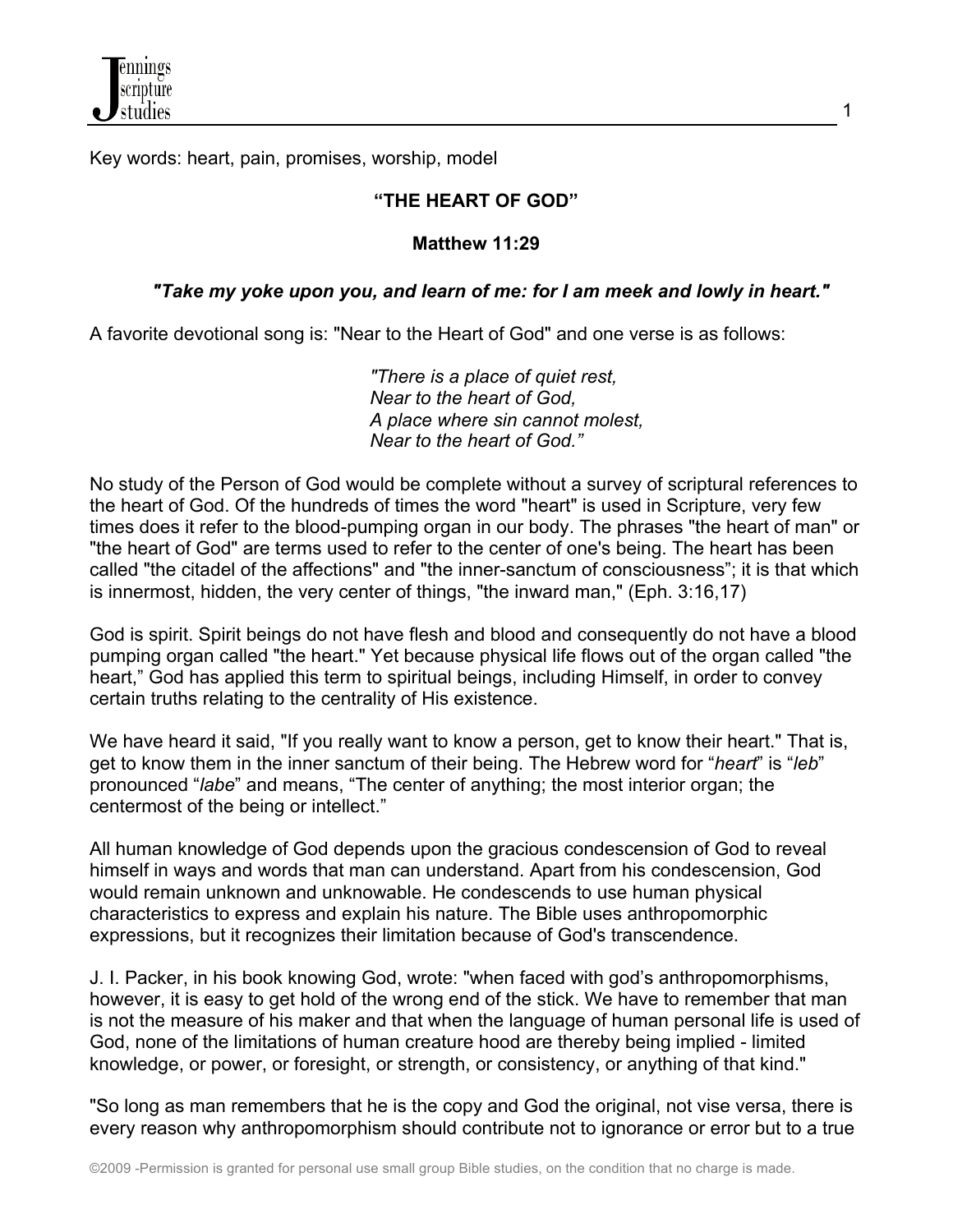Key words: heart, pain, promises, worship, model

**"THE HEART OF GOD"**

**Matthew 11:29**

***"Take my yoke upon you, and learn of me: for I am meek and lowly in heart."***

A favorite devotional song is: "Near to the Heart of God" and one verse is as follows:

> *"There is a place of quiet rest,*
> *Near to the heart of God,*
> *A place where sin cannot molest,*
> *Near to the heart of God."*

No study of the Person of God would be complete without a survey of scriptural references to the heart of God. Of the hundreds of times the word "heart" is used in Scripture, very few times does it refer to the blood-pumping organ in our body. The phrases "the heart of man" or "the heart of God" are terms used to refer to the center of one's being. The heart has been called "the citadel of the affections" and "the inner-sanctum of consciousness"; it is that which is innermost, hidden, the very center of things, "the inward man," (Eph. 3:16,17)

God is spirit. Spirit beings do not have flesh and blood and consequently do not have a blood pumping organ called "the heart." Yet because physical life flows out of the organ called "the heart," God has applied this term to spiritual beings, including Himself, in order to convey certain truths relating to the centrality of His existence.

We have heard it said, "If you really want to know a person, get to know their heart." That is, get to know them in the inner sanctum of their being. The Hebrew word for "*heart*" is "*leb*" pronounced "*labe*" and means, "The center of anything; the most interior organ; the centermost of the being or intellect."

All human knowledge of God depends upon the gracious condescension of God to reveal himself in ways and words that man can understand. Apart from his condescension, God would remain unknown and unknowable. He condescends to use human physical characteristics to express and explain his nature. The Bible uses anthropomorphic expressions, but it recognizes their limitation because of God's transcendence.

J. I. Packer, in his book knowing God, wrote: "when faced with god's anthropomorphisms, however, it is easy to get hold of the wrong end of the stick. We have to remember that man is not the measure of his maker and that when the language of human personal life is used of God, none of the limitations of human creature hood are thereby being implied - limited knowledge, or power, or foresight, or strength, or consistency, or anything of that kind."

"So long as man remembers that he is the copy and God the original, not vise versa, there is every reason why anthropomorphism should contribute not to ignorance or error but to a true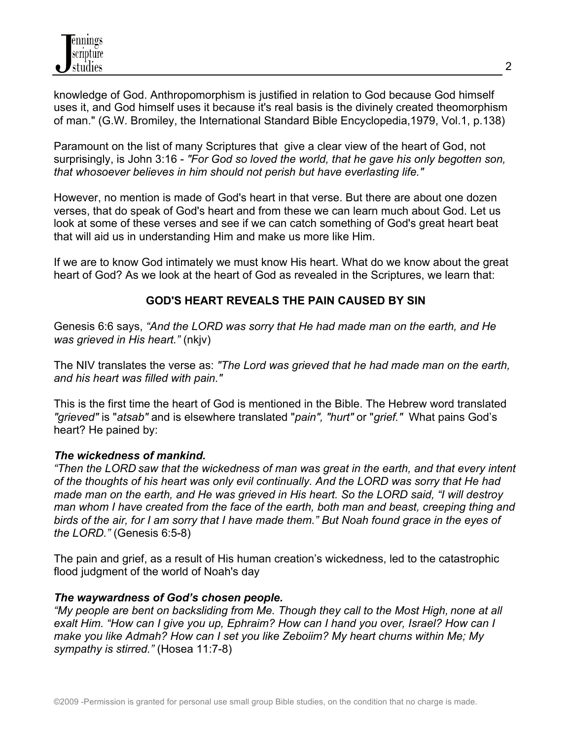knowledge of God. Anthropomorphism is justified in relation to God because God himself uses it, and God himself uses it because it's real basis is the divinely created theomorphism of man." (G.W. Bromiley, the International Standard Bible Encyclopedia,1979, Vol.1, p.138)

Paramount on the list of many Scriptures that give a clear view of the heart of God, not surprisingly, is John 3:16 - *"For God so loved the world, that he gave his only begotten son, that whosoever believes in him should not perish but have everlasting life."*

However, no mention is made of God's heart in that verse. But there are about one dozen verses, that do speak of God's heart and from these we can learn much about God. Let us look at some of these verses and see if we can catch something of God's great heart beat that will aid us in understanding Him and make us more like Him.

If we are to know God intimately we must know His heart. What do we know about the great heart of God? As we look at the heart of God as revealed in the Scriptures, we learn that:

## GOD'S HEART REVEALS THE PAIN CAUSED BY SIN

Genesis 6:6 says, *"And the LORD was sorry that He had made man on the earth, and He was grieved in His heart."* (nkjv)

The NIV translates the verse as: *"The Lord was grieved that he had made man on the earth, and his heart was filled with pain."*

This is the first time the heart of God is mentioned in the Bible. The Hebrew word translated *"grieved"* is "*atsab"* and is elsewhere translated "*pain", "hurt"* or "*grief."* What pains God's heart? He pained by:

***The wickedness of mankind.***
*"Then the LORD saw that the wickedness of man was great in the earth, and that every intent of the thoughts of his heart was only evil continually. And the LORD was sorry that He had made man on the earth, and He was grieved in His heart. So the LORD said, "I will destroy man whom I have created from the face of the earth, both man and beast, creeping thing and birds of the air, for I am sorry that I have made them." But Noah found grace in the eyes of the LORD."* (Genesis 6:5-8)

The pain and grief, as a result of His human creation's wickedness, led to the catastrophic flood judgment of the world of Noah's day

***The waywardness of God's chosen people.***
*"My people are bent on backsliding from Me. Though they call to the Most High, none at all exalt Him. "How can I give you up, Ephraim? How can I hand you over, Israel? How can I make you like Admah? How can I set you like Zeboiim? My heart churns within Me; My sympathy is stirred."* (Hosea 11:7-8)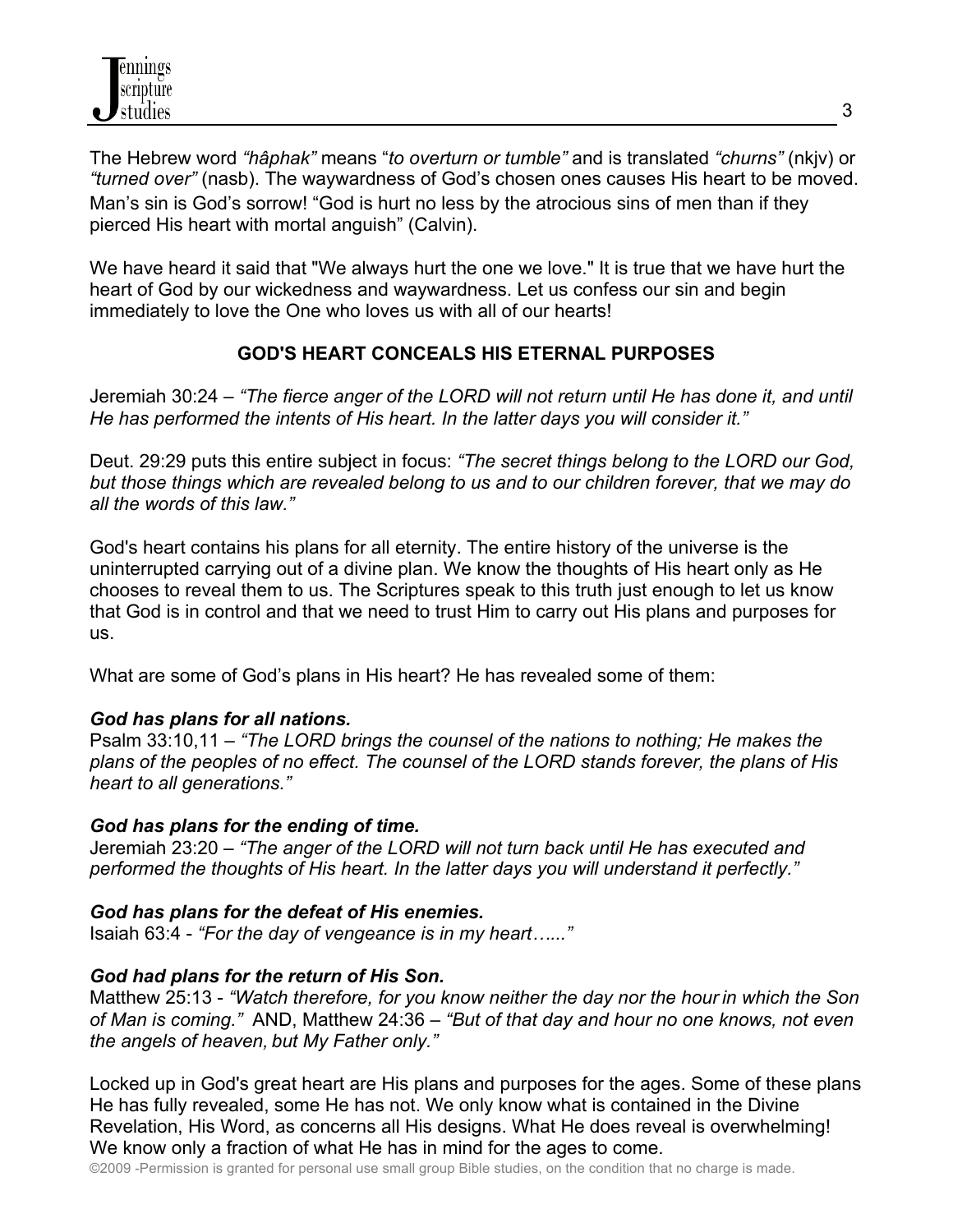The Hebrew word *"hâphak"* means "*to overturn or tumble"* and is translated *"churns"* (nkjv) or *"turned over"* (nasb). The waywardness of God's chosen ones causes His heart to be moved. Man's sin is God's sorrow! "God is hurt no less by the atrocious sins of men than if they pierced His heart with mortal anguish" (Calvin).

We have heard it said that "We always hurt the one we love." It is true that we have hurt the heart of God by our wickedness and waywardness. Let us confess our sin and begin immediately to love the One who loves us with all of our hearts!

## GOD'S HEART CONCEALS HIS ETERNAL PURPOSES

Jeremiah 30:24 – *"The fierce anger of the LORD will not return until He has done it, and until He has performed the intents of His heart. In the latter days you will consider it."*

Deut. 29:29 puts this entire subject in focus: *"The secret things belong to the LORD our God, but those things which are revealed belong to us and to our children forever, that we may do all the words of this law."*

God's heart contains his plans for all eternity. The entire history of the universe is the uninterrupted carrying out of a divine plan. We know the thoughts of His heart only as He chooses to reveal them to us. The Scriptures speak to this truth just enough to let us know that God is in control and that we need to trust Him to carry out His plans and purposes for us.

What are some of God's plans in His heart? He has revealed some of them:

***God has plans for all nations.***
Psalm 33:10,11 – *"The LORD brings the counsel of the nations to nothing; He makes the plans of the peoples of no effect. The counsel of the LORD stands forever, the plans of His heart to all generations."*

***God has plans for the ending of time.***
Jeremiah 23:20 – *"The anger of the LORD will not turn back until He has executed and performed the thoughts of His heart. In the latter days you will understand it perfectly."*

***God has plans for the defeat of His enemies.***
Isaiah 63:4 - *"For the day of vengeance is in my heart…..."*

***God had plans for the return of His Son.***
Matthew 25:13 - *"Watch therefore, for you know neither the day nor the hour in which the Son of Man is coming."* AND, Matthew 24:36 – *"But of that day and hour no one knows, not even the angels of heaven, but My Father only."*

Locked up in God's great heart are His plans and purposes for the ages. Some of these plans He has fully revealed, some He has not. We only know what is contained in the Divine Revelation, His Word, as concerns all His designs. What He does reveal is overwhelming! We know only a fraction of what He has in mind for the ages to come.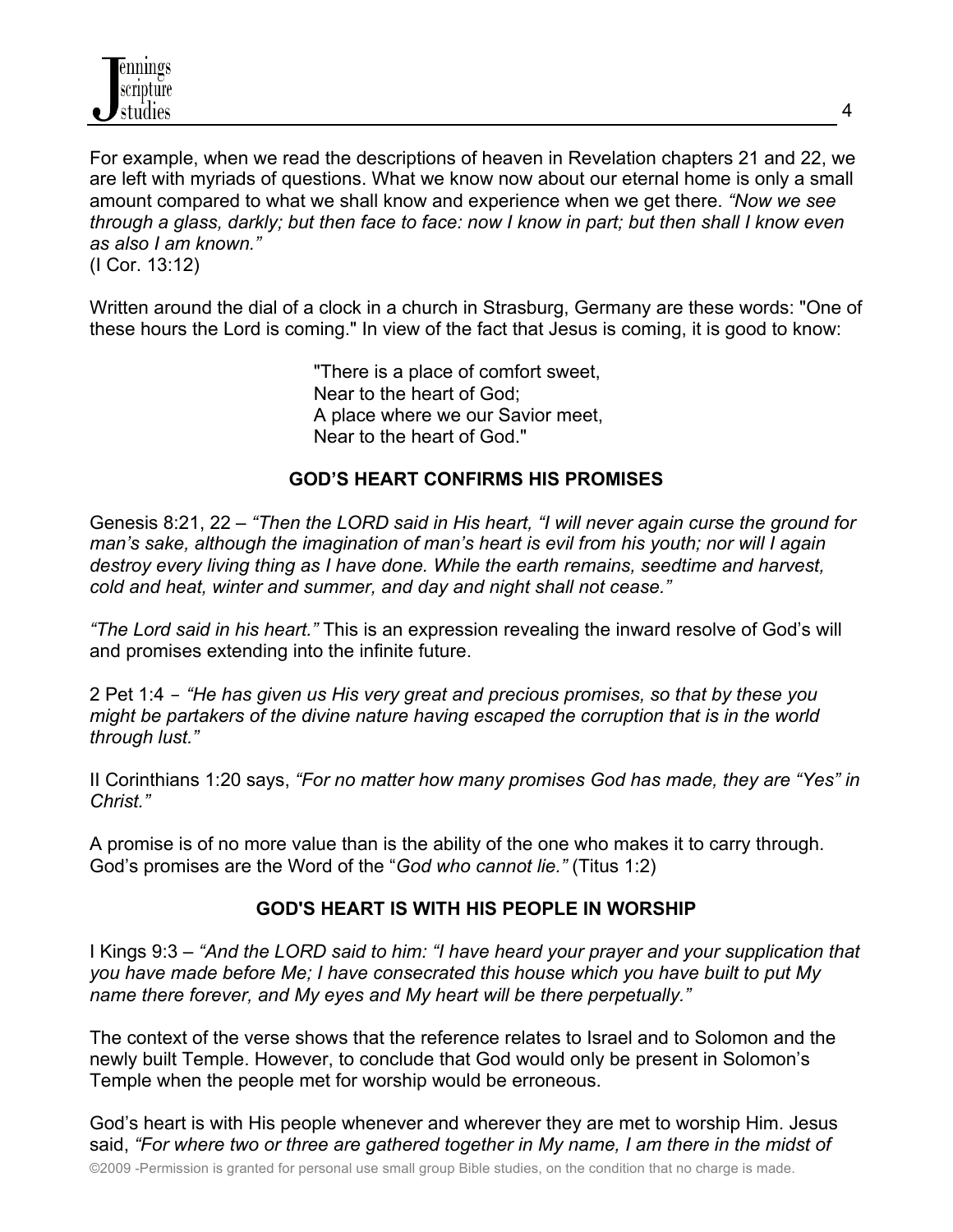For example, when we read the descriptions of heaven in Revelation chapters 21 and 22, we are left with myriads of questions. What we know now about our eternal home is only a small amount compared to what we shall know and experience when we get there. *"Now we see through a glass, darkly; but then face to face: now I know in part; but then shall I know even as also I am known."*
(I Cor. 13:12)

Written around the dial of a clock in a church in Strasburg, Germany are these words: "One of these hours the Lord is coming." In view of the fact that Jesus is coming, it is good to know:

> "There is a place of comfort sweet,
> Near to the heart of God;
> A place where we our Savior meet,
> Near to the heart of God."

## GOD'S HEART CONFIRMS HIS PROMISES

Genesis 8:21, 22 – *"Then the LORD said in His heart, "I will never again curse the ground for man's sake, although the imagination of man's heart is evil from his youth; nor will I again destroy every living thing as I have done. While the earth remains, seedtime and harvest, cold and heat, winter and summer, and day and night shall not cease."*

*"The Lord said in his heart."* This is an expression revealing the inward resolve of God's will and promises extending into the infinite future.

2 Pet 1:4 – *"He has given us His very great and precious promises, so that by these you might be partakers of the divine nature having escaped the corruption that is in the world through lust."*

II Corinthians 1:20 says, *"For no matter how many promises God has made, they are "Yes" in Christ."*

A promise is of no more value than is the ability of the one who makes it to carry through. God's promises are the Word of the "*God who cannot lie."* (Titus 1:2)

## GOD'S HEART IS WITH HIS PEOPLE IN WORSHIP

I Kings 9:3 – *"And the LORD said to him: "I have heard your prayer and your supplication that you have made before Me; I have consecrated this house which you have built to put My name there forever, and My eyes and My heart will be there perpetually."*

The context of the verse shows that the reference relates to Israel and to Solomon and the newly built Temple. However, to conclude that God would only be present in Solomon's Temple when the people met for worship would be erroneous.

God's heart is with His people whenever and wherever they are met to worship Him. Jesus said, *"For where two or three are gathered together in My name, I am there in the midst of*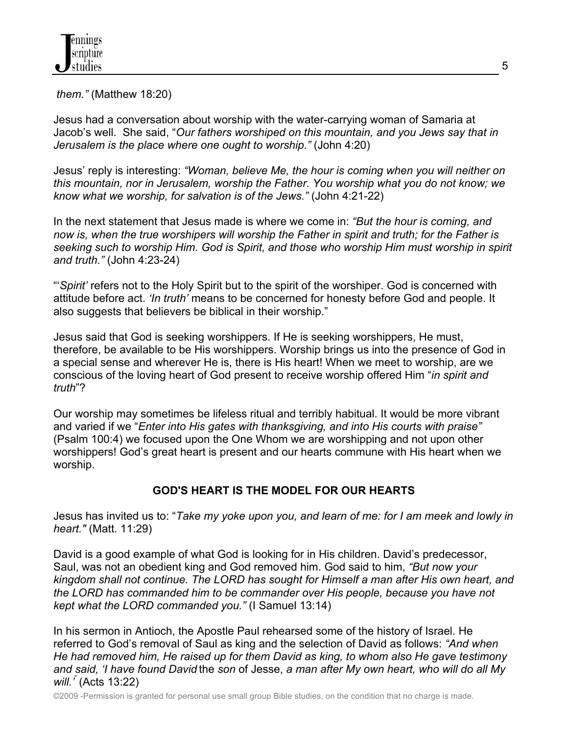*them."* (Matthew 18:20)

Jesus had a conversation about worship with the water-carrying woman of Samaria at Jacob's well. She said, "*Our fathers worshiped on this mountain, and you Jews say that in Jerusalem is the place where one ought to worship."* (John 4:20)

Jesus' reply is interesting: *"Woman, believe Me, the hour is coming when you will neither on this mountain, nor in Jerusalem, worship the Father. You worship what you do not know; we know what we worship, for salvation is of the Jews."* (John 4:21-22)

In the next statement that Jesus made is where we come in: *"But the hour is coming, and now is, when the true worshipers will worship the Father in spirit and truth; for the Father is seeking such to worship Him. God is Spirit, and those who worship Him must worship in spirit and truth."* (John 4:23-24)

"'*Spirit'* refers not to the Holy Spirit but to the spirit of the worshiper. God is concerned with attitude before act. *'In truth'* means to be concerned for honesty before God and people. It also suggests that believers be biblical in their worship."

Jesus said that God is seeking worshippers. If He is seeking worshippers, He must, therefore, be available to be His worshippers. Worship brings us into the presence of God in a special sense and wherever He is, there is His heart! When we meet to worship, are we conscious of the loving heart of God present to receive worship offered Him "*in spirit and truth*"?

Our worship may sometimes be lifeless ritual and terribly habitual. It would be more vibrant and varied if we "*Enter into His gates with thanksgiving, and into His courts with praise"* (Psalm 100:4) we focused upon the One Whom we are worshipping and not upon other worshippers! God's great heart is present and our hearts commune with His heart when we worship.

## GOD'S HEART IS THE MODEL FOR OUR HEARTS

Jesus has invited us to: "*Take my yoke upon you, and learn of me: for I am meek and lowly in heart."* (Matt. 11:29)

David is a good example of what God is looking for in His children. David's predecessor, Saul, was not an obedient king and God removed him. God said to him, *"But now your kingdom shall not continue. The LORD has sought for Himself a man after His own heart, and the LORD has commanded him to be commander over His people, because you have not kept what the LORD commanded you."* (I Samuel 13:14)

In his sermon in Antioch, the Apostle Paul rehearsed some of the history of Israel. He referred to God's removal of Saul as king and the selection of David as follows: *"And when He had removed him, He raised up for them David as king, to whom also He gave testimony and said, 'I have found David* the *son* of Jesse, *a man after My own heart, who will do all My will.'"* (Acts 13:22)

©2009 -Permission is granted for personal use small group Bible studies, on the condition that no charge is made.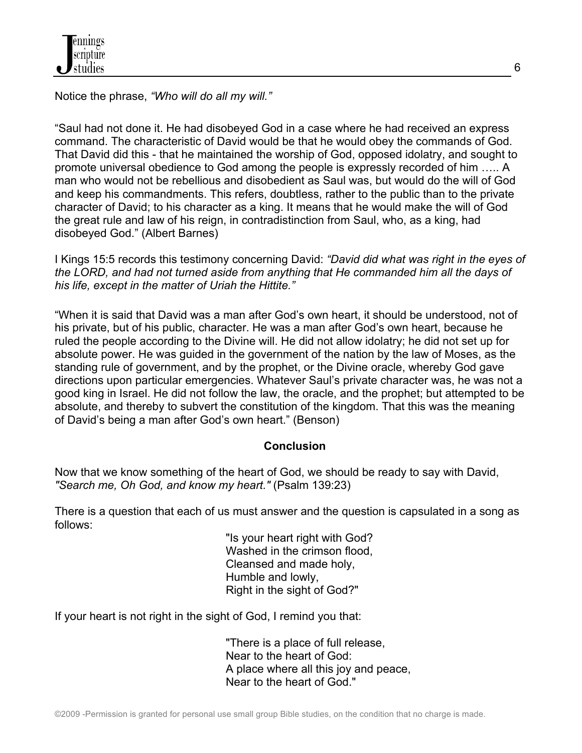Notice the phrase, *"Who will do all my will."*

"Saul had not done it. He had disobeyed God in a case where he had received an express command. The characteristic of David would be that he would obey the commands of God. That David did this - that he maintained the worship of God, opposed idolatry, and sought to promote universal obedience to God among the people is expressly recorded of him ….. A man who would not be rebellious and disobedient as Saul was, but would do the will of God and keep his commandments. This refers, doubtless, rather to the public than to the private character of David; to his character as a king. It means that he would make the will of God the great rule and law of his reign, in contradistinction from Saul, who, as a king, had disobeyed God." (Albert Barnes)

I Kings 15:5 records this testimony concerning David: *"David did what was right in the eyes of the LORD, and had not turned aside from anything that He commanded him all the days of his life, except in the matter of Uriah the Hittite."*

"When it is said that David was a man after God's own heart, it should be understood, not of his private, but of his public, character. He was a man after God's own heart, because he ruled the people according to the Divine will. He did not allow idolatry; he did not set up for absolute power. He was guided in the government of the nation by the law of Moses, as the standing rule of government, and by the prophet, or the Divine oracle, whereby God gave directions upon particular emergencies. Whatever Saul's private character was, he was not a good king in Israel. He did not follow the law, the oracle, and the prophet; but attempted to be absolute, and thereby to subvert the constitution of the kingdom. That this was the meaning of David's being a man after God's own heart." (Benson)

## Conclusion

Now that we know something of the heart of God, we should be ready to say with David, *"Search me, Oh God, and know my heart."* (Psalm 139:23)

There is a question that each of us must answer and the question is capsulated in a song as follows:

> "Is your heart right with God?
> Washed in the crimson flood,
> Cleansed and made holy,
> Humble and lowly,
> Right in the sight of God?"

If your heart is not right in the sight of God, I remind you that:

> "There is a place of full release,
> Near to the heart of God:
> A place where all this joy and peace,
> Near to the heart of God."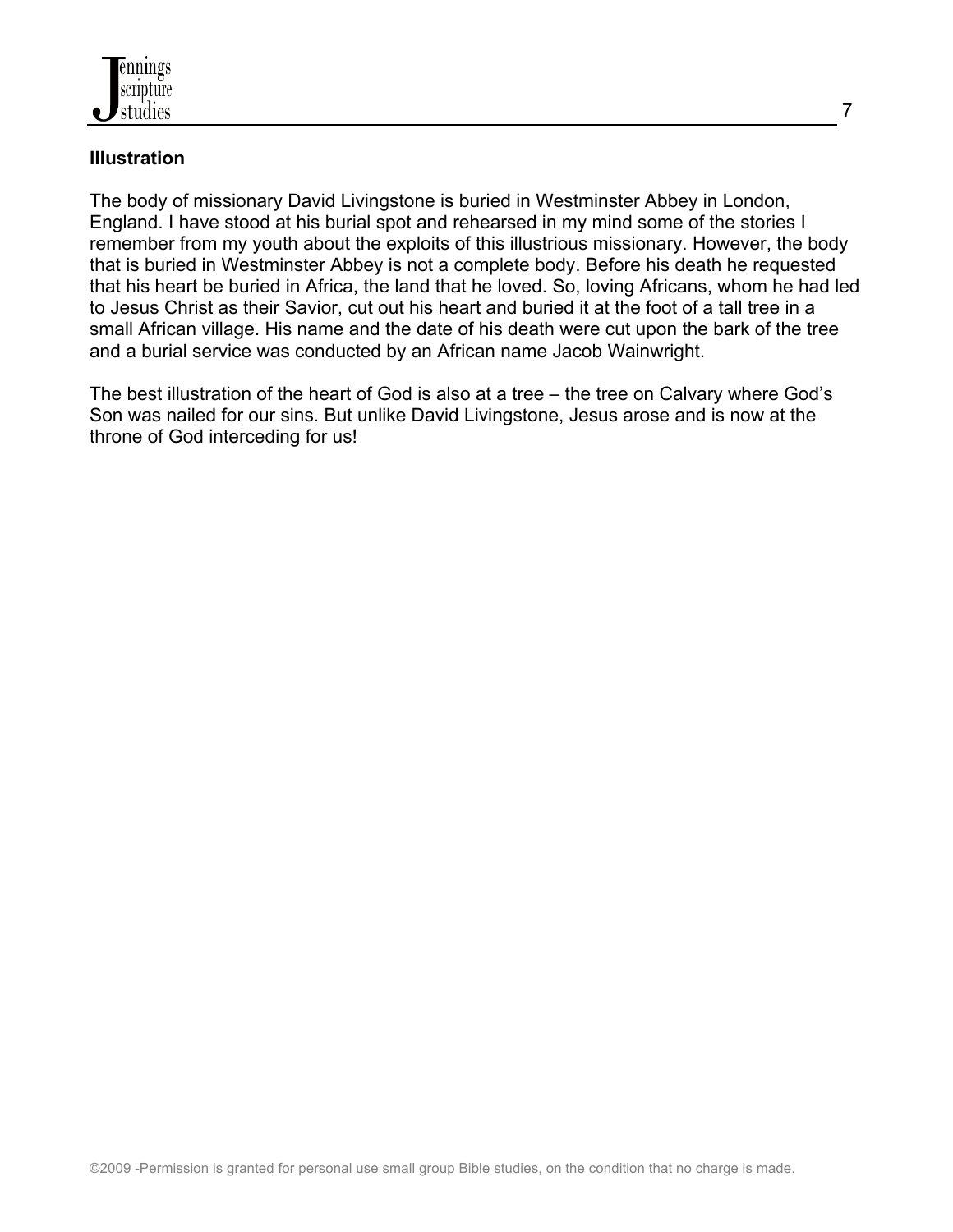**Illustration**

The body of missionary David Livingstone is buried in Westminster Abbey in London, England. I have stood at his burial spot and rehearsed in my mind some of the stories I remember from my youth about the exploits of this illustrious missionary. However, the body that is buried in Westminster Abbey is not a complete body. Before his death he requested that his heart be buried in Africa, the land that he loved. So, loving Africans, whom he had led to Jesus Christ as their Savior, cut out his heart and buried it at the foot of a tall tree in a small African village. His name and the date of his death were cut upon the bark of the tree and a burial service was conducted by an African name Jacob Wainwright.

The best illustration of the heart of God is also at a tree – the tree on Calvary where God's Son was nailed for our sins. But unlike David Livingstone, Jesus arose and is now at the throne of God interceding for us!